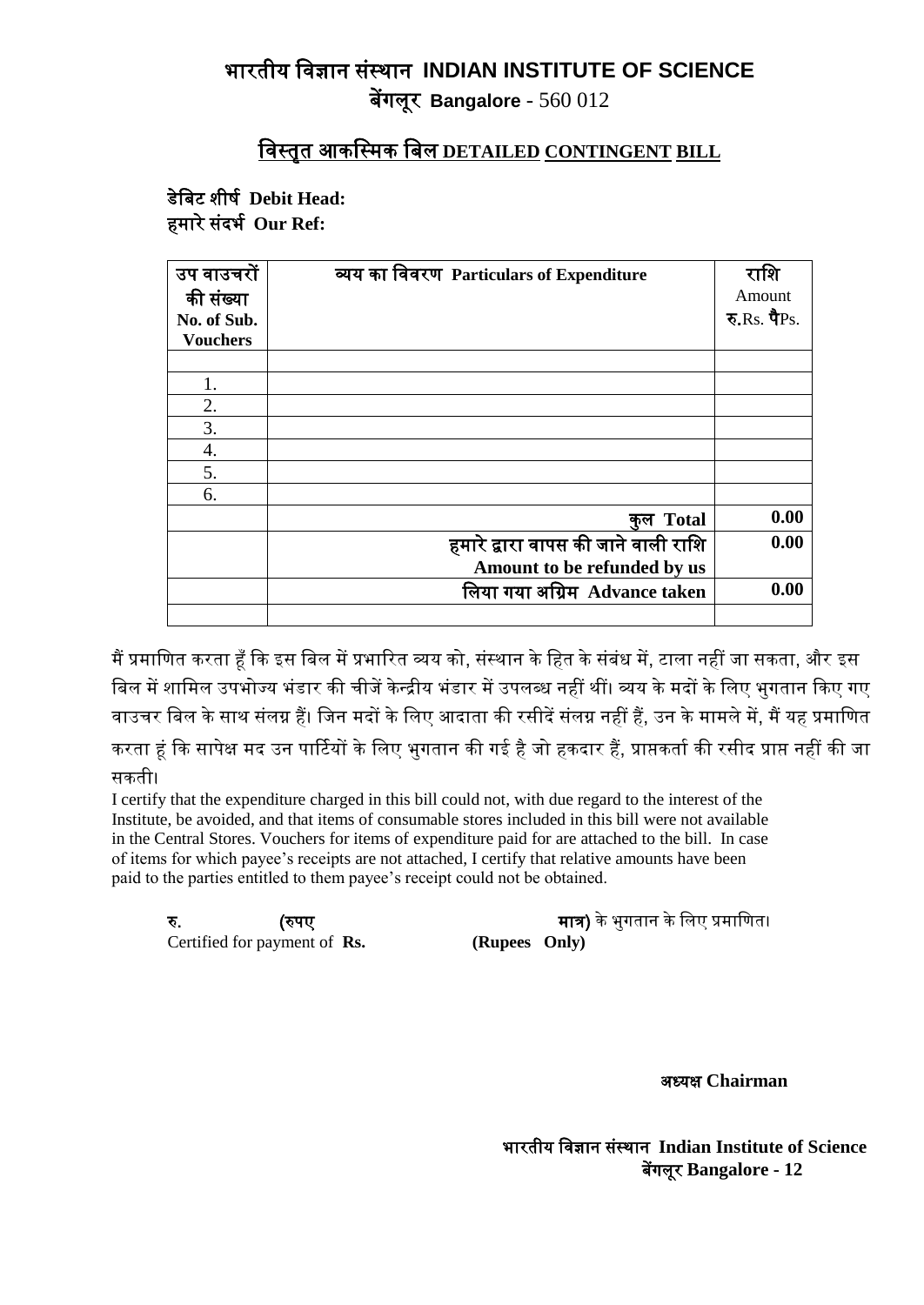# भारतीय विज्ञान संस्थान INDIAN INSTITUTE OF SCIENCE

## बेंगलूर Bangalore - 560 012

## विस्तृत आकस्मिक बिल DETAILED CONTINGENT BILL

**डेबिट शीर्ष Debit Head:**

**हमारे संदर्भ Our Ref:**

| उप वाउचरों की संख्या No. of Sub. Vouchers | व्यय का विवरण Particulars of Expenditure | राशि Amount रु.Rs. पैPs. |
|---|---|---|
| | | |
| 1. | | |
| 2. | | |
| 3. | | |
| 4. | | |
| 5. | | |
| 6. | | |
| | **कुल Total** | **0.00** |
| | **हमारे द्वारा वापस की जाने वाली राशि Amount to be refunded by us** | **0.00** |
| | **लिया गया अग्रिम Advance taken** | **0.00** |
| | | |

मैं प्रमाणित करता हूँ कि इस बिल में प्रभारित व्यय को, संस्थान के हित के संबंध में, टाला नहीं जा सकता, और इस बिल में शामिल उपभोज्य भंडार की चीजें केन्द्रीय भंडार में उपलब्ध नहीं थीं। व्यय के मदों के लिए भुगतान किए गए वाउचर बिल के साथ संलग्न हैं। जिन मदों के लिए आदाता की रसीदें संलग्न नहीं हैं, उन के मामले में, मैं यह प्रमाणित करता हूं कि सापेक्ष मद उन पार्टियों के लिए भुगतान की गई है जो हकदार हैं, प्राप्तकर्ता की रसीद प्राप्त नहीं की जा सकती।

I certify that the expenditure charged in this bill could not, with due regard to the interest of the Institute, be avoided, and that items of consumable stores included in this bill were not available in the Central Stores. Vouchers for items of expenditure paid for are attached to the bill. In case of items for which payee's receipts are not attached, I certify that relative amounts have been paid to the parties entitled to them payee's receipt could not be obtained.

**रु.** **(रुपए** **मात्र)** के भुगतान के लिए प्रमाणित।

Certified for payment of **Rs.** **(Rupees Only)**

**अध्यक्ष Chairman**

**भारतीय विज्ञान संस्थान Indian Institute of Science**

**बेंगलूर Bangalore - 12**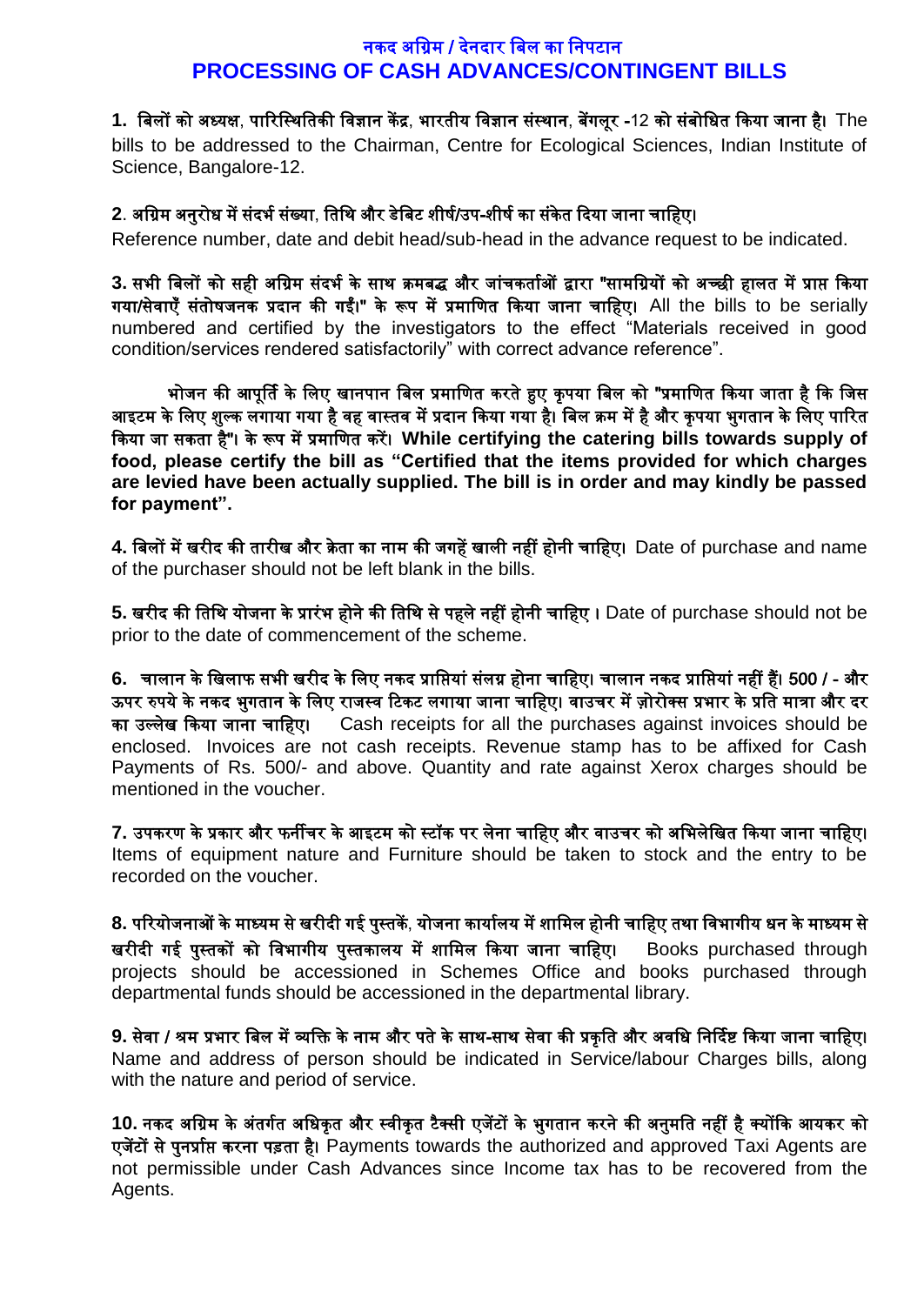# नकद अग्रिम / देनदार बिल का निपटान
# PROCESSING OF CASH ADVANCES/CONTINGENT BILLS

**1.** **बिलों को अध्यक्ष, पारिस्थितिकी विज्ञान केंद्र, भारतीय विज्ञान संस्थान, बेंगलूर -**12 **को संबोधित किया जाना है।** The bills to be addressed to the Chairman, Centre for Ecological Sciences, Indian Institute of Science, Bangalore-12.

**2**. **अग्रिम अनुरोध में संदर्भ संख्या, तिथि और डेबिट शीर्ष/उप-शीर्ष का संकेत दिया जाना चाहिए।**
Reference number, date and debit head/sub-head in the advance request to be indicated.

**3. सभी बिलों को सही अग्रिम संदर्भ के साथ क्रमबद्ध और जांचकर्ताओं द्वारा "सामग्रियों को अच्छी हालत में प्राप्त किया गया/सेवाएँ संतोषजनक प्रदान की गईं।" के रूप में प्रमाणित किया जाना चाहिए।** All the bills to be serially numbered and certified by the investigators to the effect "Materials received in good condition/services rendered satisfactorily" with correct advance reference".

भोजन की आपूर्ति के लिए खानपान बिल प्रमाणित करते हुए कृपया बिल को "प्रमाणित किया जाता है कि जिस आइटम के लिए शुल्क लगाया गया है वह वास्तव में प्रदान किया गया है। बिल क्रम में है और कृपया भुगतान के लिए पारित किया जा सकता है"। के रूप में प्रमाणित करें। **While certifying the catering bills towards supply of food, please certify the bill as "Certified that the items provided for which charges are levied have been actually supplied. The bill is in order and may kindly be passed for payment".**

**4. बिलों में खरीद की तारीख और क्रेता का नाम की जगहें खाली नहीं होनी चाहिए।** Date of purchase and name of the purchaser should not be left blank in the bills.

**5. खरीद की तिथि योजना के प्रारंभ होने की तिथि से पहले नहीं होनी चाहिए ।** Date of purchase should not be prior to the date of commencement of the scheme.

**6. चालान के खिलाफ सभी खरीद के लिए नकद प्राप्तियां संलग्न होना चाहिए। चालान नकद प्राप्तियां नहीं हैं। 500 / - और ऊपर रुपये के नकद भुगतान के लिए राजस्व टिकट लगाया जाना चाहिए। वाउचर में ज़ोरोक्स प्रभार के प्रति मात्रा और दर का उल्लेख किया जाना चाहिए।** Cash receipts for all the purchases against invoices should be enclosed. Invoices are not cash receipts. Revenue stamp has to be affixed for Cash Payments of Rs. 500/- and above. Quantity and rate against Xerox charges should be mentioned in the voucher.

**7. उपकरण के प्रकार और फर्नीचर के आइटम को स्टॉक पर लेना चाहिए और वाउचर को अभिलेखित किया जाना चाहिए।** Items of equipment nature and Furniture should be taken to stock and the entry to be recorded on the voucher.

**8. परियोजनाओं के माध्यम से खरीदी गई पुस्तकें, योजना कार्यालय में शामिल होनी चाहिए तथा विभागीय धन के माध्यम से खरीदी गई पुस्तकों को विभागीय पुस्तकालय में शामिल किया जाना चाहिए।** Books purchased through projects should be accessioned in Schemes Office and books purchased through departmental funds should be accessioned in the departmental library.

**9. सेवा / श्रम प्रभार बिल में व्यक्ति के नाम और पते के साथ-साथ सेवा की प्रकृति और अवधि निर्दिष्ट किया जाना चाहिए।** Name and address of person should be indicated in Service/labour Charges bills, along with the nature and period of service.

**10. नकद अग्रिम के अंतर्गत अधिकृत और स्वीकृत टैक्सी एजेंटों के भुगतान करने की अनुमति नहीं है क्योंकि आयकर को एजेंटों से पुनर्प्राप्त करना पड़ता है।** Payments towards the authorized and approved Taxi Agents are not permissible under Cash Advances since Income tax has to be recovered from the Agents.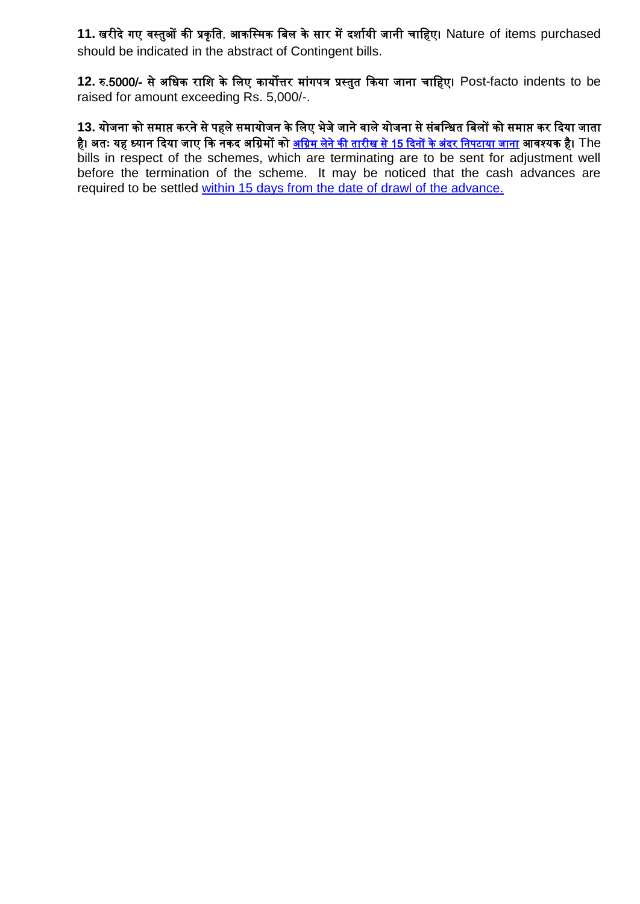**11.** **खरीदे गए वस्तुओं की प्रकृति, आकस्मिक बिल के सार में दर्शायी जानी चाहिए।** Nature of items purchased should be indicated in the abstract of Contingent bills.

**12.** **रु.5000/- से अधिक राशि के लिए कार्योत्तर मांगपत्र प्रस्तुत किया जाना चाहिए।** Post-facto indents to be raised for amount exceeding Rs. 5,000/-.

**13.** **योजना को समाप्त करने से पहले समायोजन के लिए भेजे जाने वाले योजना से संबन्धित बिलों को समाप्त कर दिया जाता है। अतः यह ध्यान दिया जाए कि नकद अग्रिमों को अग्रिम लेने की तारीख से 15 दिनों के अंदर निपटाया जाना आवश्यक है।** The bills in respect of the schemes, which are terminating are to be sent for adjustment well before the termination of the scheme. It may be noticed that the cash advances are required to be settled within 15 days from the date of drawl of the advance.